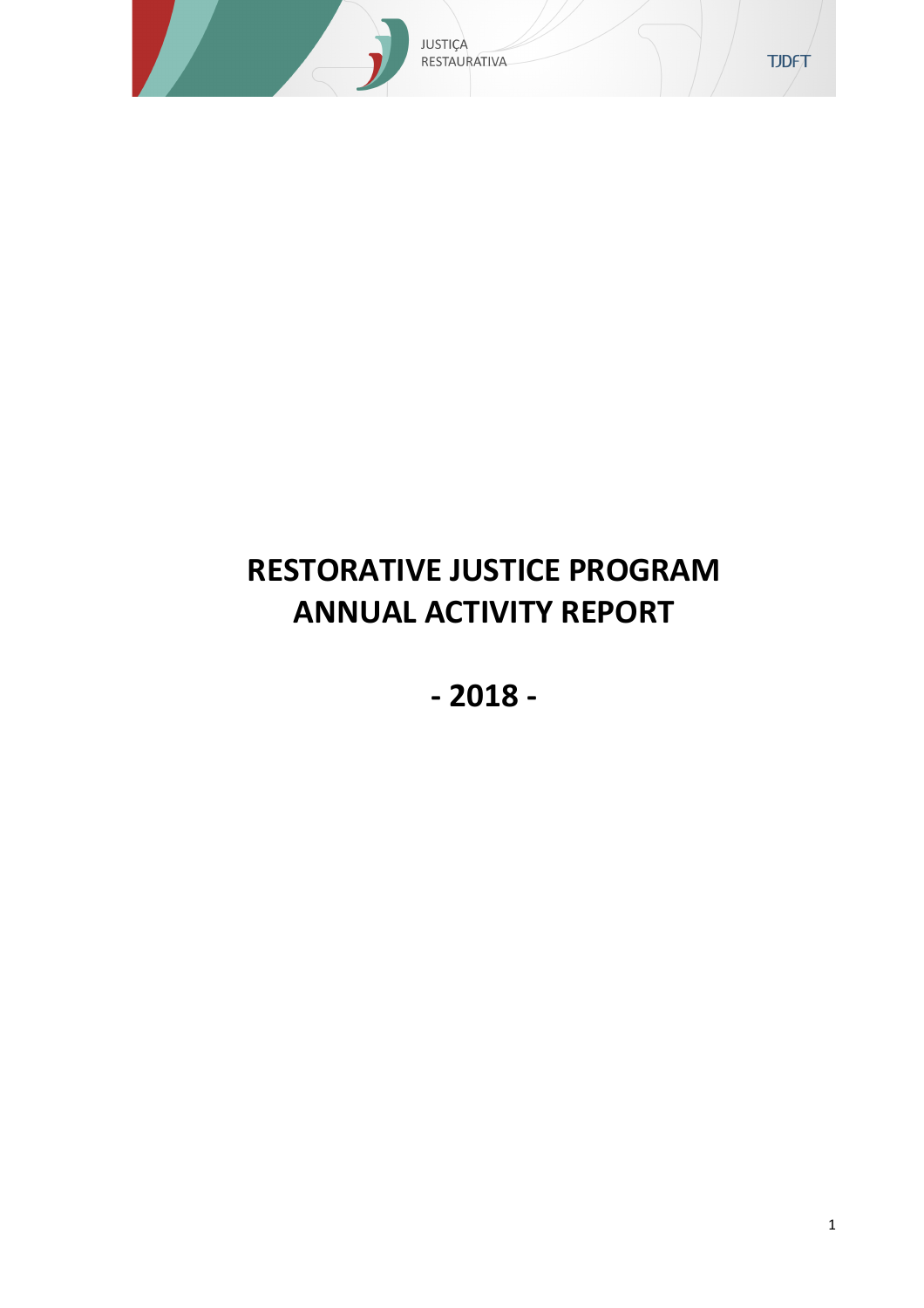# RESTORATIVE JUSTICE PROGRAM ANNUAL ACTIVITY REPORT

## - 2018 -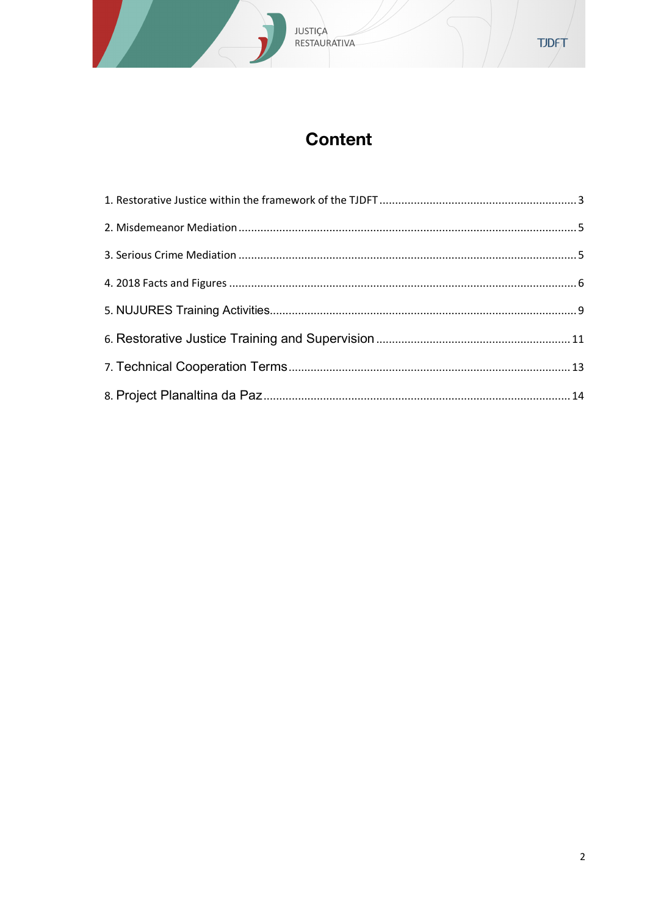# Content

1. Restorative Justice within the framework of the TJDFT ........ 3
2. Misdemeanor Mediation ........ 5
3. Serious Crime Mediation ........ 5
4. 2018 Facts and Figures ........ 6
5. NUJURES Training Activities ........ 9
6. Restorative Justice Training and Supervision ........ 11
7. Technical Cooperation Terms ........ 13
8. Project Planaltina da Paz ........ 14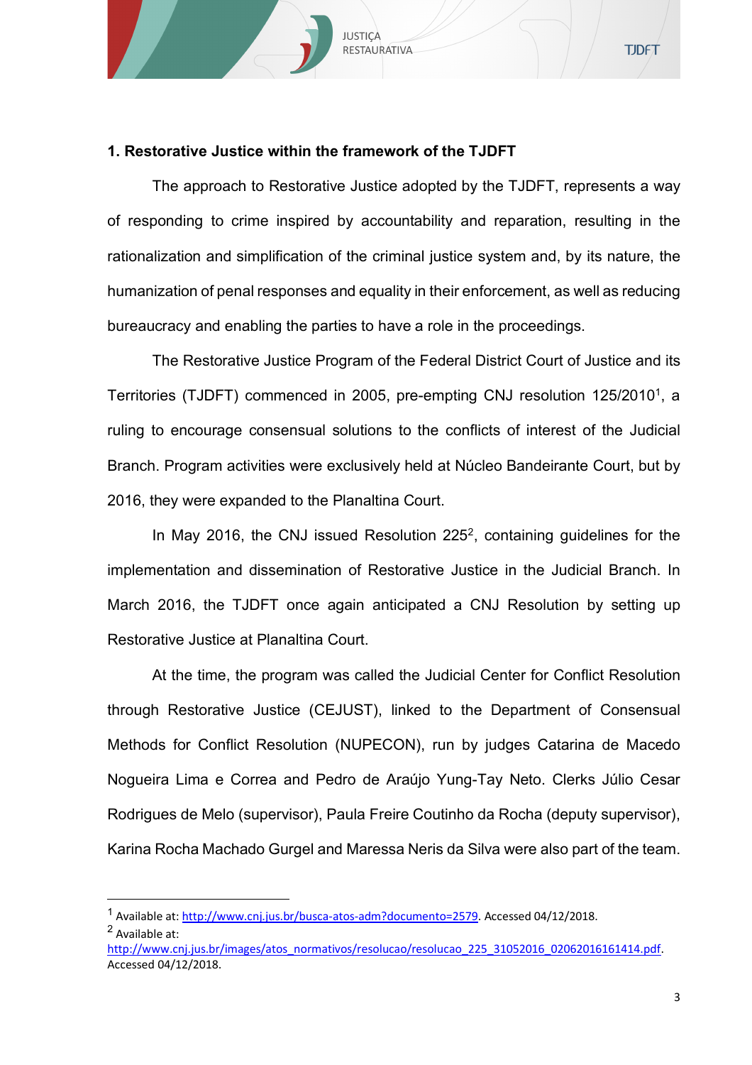### 1. Restorative Justice within the framework of the TJDFT

The approach to Restorative Justice adopted by the TJDFT, represents a way of responding to crime inspired by accountability and reparation, resulting in the rationalization and simplification of the criminal justice system and, by its nature, the humanization of penal responses and equality in their enforcement, as well as reducing bureaucracy and enabling the parties to have a role in the proceedings.

The Restorative Justice Program of the Federal District Court of Justice and its Territories (TJDFT) commenced in 2005, pre-empting CNJ resolution 125/2010[1], a ruling to encourage consensual solutions to the conflicts of interest of the Judicial Branch. Program activities were exclusively held at Núcleo Bandeirante Court, but by 2016, they were expanded to the Planaltina Court.

In May 2016, the CNJ issued Resolution 225[2], containing guidelines for the implementation and dissemination of Restorative Justice in the Judicial Branch. In March 2016, the TJDFT once again anticipated a CNJ Resolution by setting up Restorative Justice at Planaltina Court.

At the time, the program was called the Judicial Center for Conflict Resolution through Restorative Justice (CEJUST), linked to the Department of Consensual Methods for Conflict Resolution (NUPECON), run by judges Catarina de Macedo Nogueira Lima e Correa and Pedro de Araújo Yung-Tay Neto. Clerks Júlio Cesar Rodrigues de Melo (supervisor), Paula Freire Coutinho da Rocha (deputy supervisor), Karina Rocha Machado Gurgel and Maressa Neris da Silva were also part of the team.

---

[1] Available at: http://www.cnj.jus.br/busca-atos-adm?documento=2579. Accessed 04/12/2018.

[2] Available at: http://www.cnj.jus.br/images/atos_normativos/resolucao/resolucao_225_31052016_02062016161414.pdf. Accessed 04/12/2018.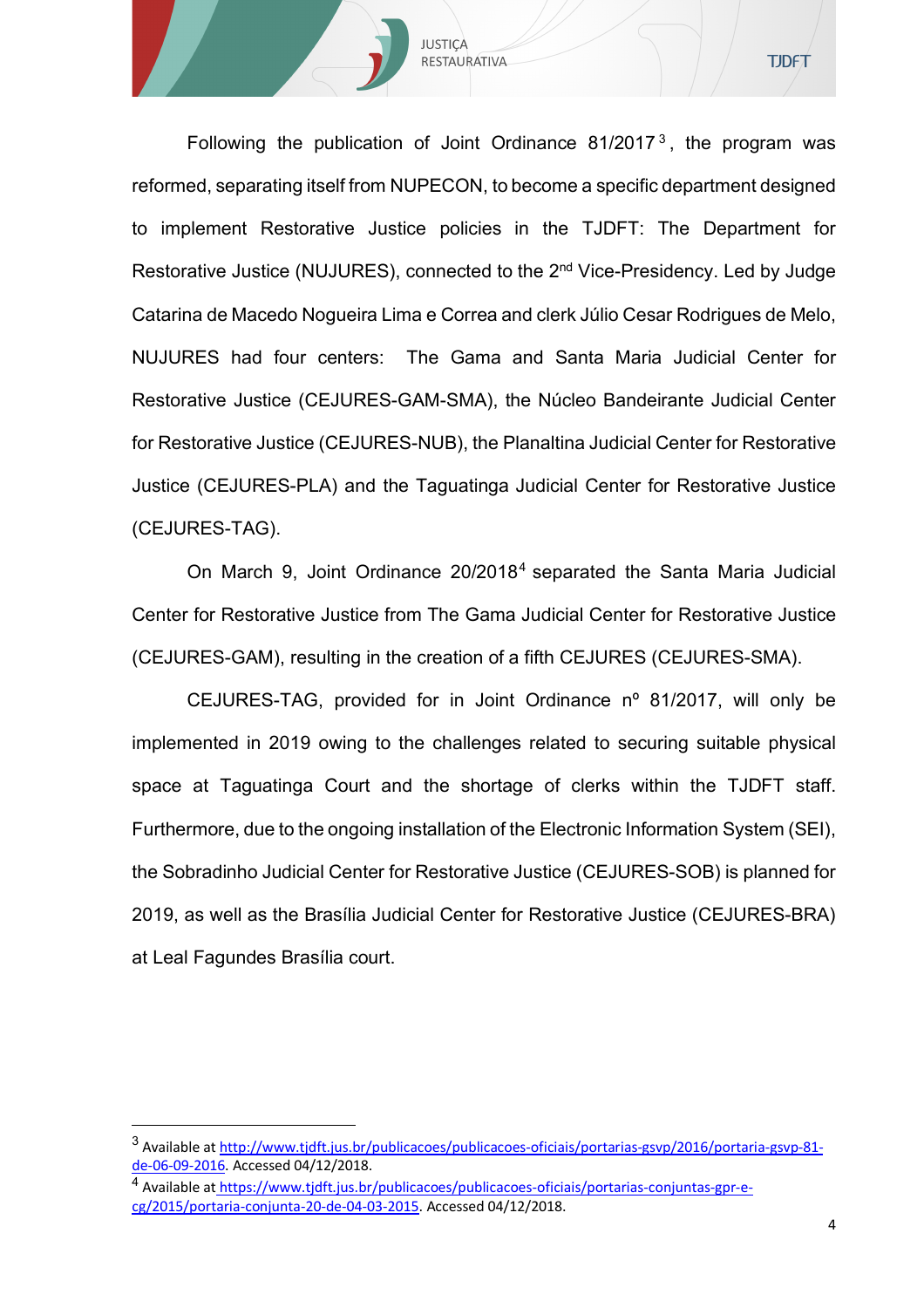Following the publication of Joint Ordinance 81/2017[3], the program was reformed, separating itself from NUPECON, to become a specific department designed to implement Restorative Justice policies in the TJDFT: The Department for Restorative Justice (NUJURES), connected to the 2nd Vice-Presidency. Led by Judge Catarina de Macedo Nogueira Lima e Correa and clerk Júlio Cesar Rodrigues de Melo, NUJURES had four centers: The Gama and Santa Maria Judicial Center for Restorative Justice (CEJURES-GAM-SMA), the Núcleo Bandeirante Judicial Center for Restorative Justice (CEJURES-NUB), the Planaltina Judicial Center for Restorative Justice (CEJURES-PLA) and the Taguatinga Judicial Center for Restorative Justice (CEJURES-TAG).

On March 9, Joint Ordinance 20/2018[4] separated the Santa Maria Judicial Center for Restorative Justice from The Gama Judicial Center for Restorative Justice (CEJURES-GAM), resulting in the creation of a fifth CEJURES (CEJURES-SMA).

CEJURES-TAG, provided for in Joint Ordinance nº 81/2017, will only be implemented in 2019 owing to the challenges related to securing suitable physical space at Taguatinga Court and the shortage of clerks within the TJDFT staff. Furthermore, due to the ongoing installation of the Electronic Information System (SEI), the Sobradinho Judicial Center for Restorative Justice (CEJURES-SOB) is planned for 2019, as well as the Brasília Judicial Center for Restorative Justice (CEJURES-BRA) at Leal Fagundes Brasília court.

---

[3] Available at http://www.tjdft.jus.br/publicacoes/publicacoes-oficiais/portarias-gsvp/2016/portaria-gsvp-81-de-06-09-2016. Accessed 04/12/2018.

[4] Available at https://www.tjdft.jus.br/publicacoes/publicacoes-oficiais/portarias-conjuntas-gpr-e-cg/2015/portaria-conjunta-20-de-04-03-2015. Accessed 04/12/2018.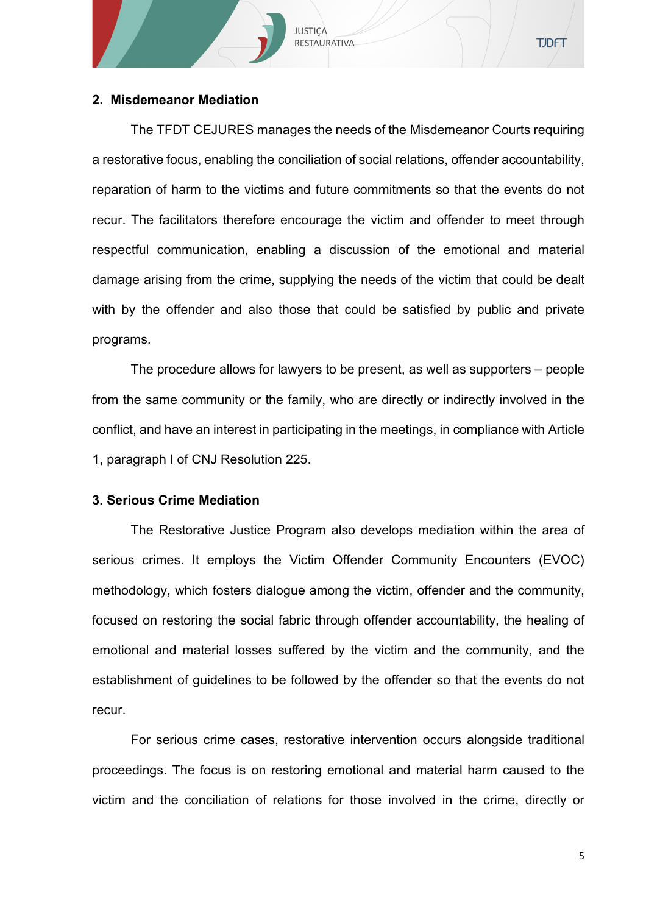## 2. Misdemeanor Mediation

The TFDT CEJURES manages the needs of the Misdemeanor Courts requiring a restorative focus, enabling the conciliation of social relations, offender accountability, reparation of harm to the victims and future commitments so that the events do not recur. The facilitators therefore encourage the victim and offender to meet through respectful communication, enabling a discussion of the emotional and material damage arising from the crime, supplying the needs of the victim that could be dealt with by the offender and also those that could be satisfied by public and private programs.

The procedure allows for lawyers to be present, as well as supporters – people from the same community or the family, who are directly or indirectly involved in the conflict, and have an interest in participating in the meetings, in compliance with Article 1, paragraph I of CNJ Resolution 225.

## 3. Serious Crime Mediation

The Restorative Justice Program also develops mediation within the area of serious crimes. It employs the Victim Offender Community Encounters (EVOC) methodology, which fosters dialogue among the victim, offender and the community, focused on restoring the social fabric through offender accountability, the healing of emotional and material losses suffered by the victim and the community, and the establishment of guidelines to be followed by the offender so that the events do not recur.

For serious crime cases, restorative intervention occurs alongside traditional proceedings. The focus is on restoring emotional and material harm caused to the victim and the conciliation of relations for those involved in the crime, directly or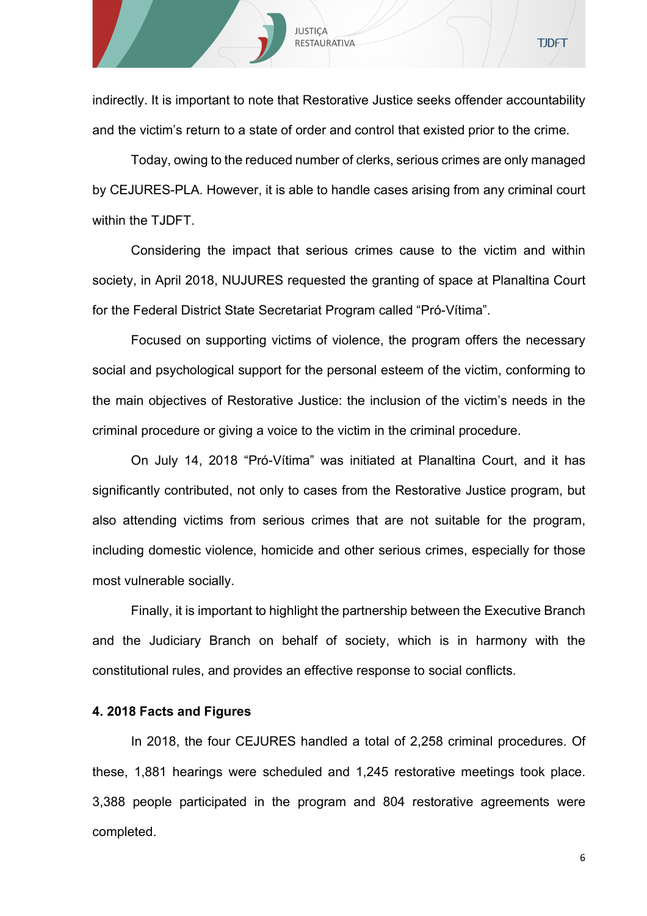indirectly. It is important to note that Restorative Justice seeks offender accountability and the victim's return to a state of order and control that existed prior to the crime.

Today, owing to the reduced number of clerks, serious crimes are only managed by CEJURES-PLA. However, it is able to handle cases arising from any criminal court within the TJDFT.

Considering the impact that serious crimes cause to the victim and within society, in April 2018, NUJURES requested the granting of space at Planaltina Court for the Federal District State Secretariat Program called "Pró-Vítima".

Focused on supporting victims of violence, the program offers the necessary social and psychological support for the personal esteem of the victim, conforming to the main objectives of Restorative Justice: the inclusion of the victim's needs in the criminal procedure or giving a voice to the victim in the criminal procedure.

On July 14, 2018 "Pró-Vítima" was initiated at Planaltina Court, and it has significantly contributed, not only to cases from the Restorative Justice program, but also attending victims from serious crimes that are not suitable for the program, including domestic violence, homicide and other serious crimes, especially for those most vulnerable socially.

Finally, it is important to highlight the partnership between the Executive Branch and the Judiciary Branch on behalf of society, which is in harmony with the constitutional rules, and provides an effective response to social conflicts.

**4. 2018 Facts and Figures**

In 2018, the four CEJURES handled a total of 2,258 criminal procedures. Of these, 1,881 hearings were scheduled and 1,245 restorative meetings took place. 3,388 people participated in the program and 804 restorative agreements were completed.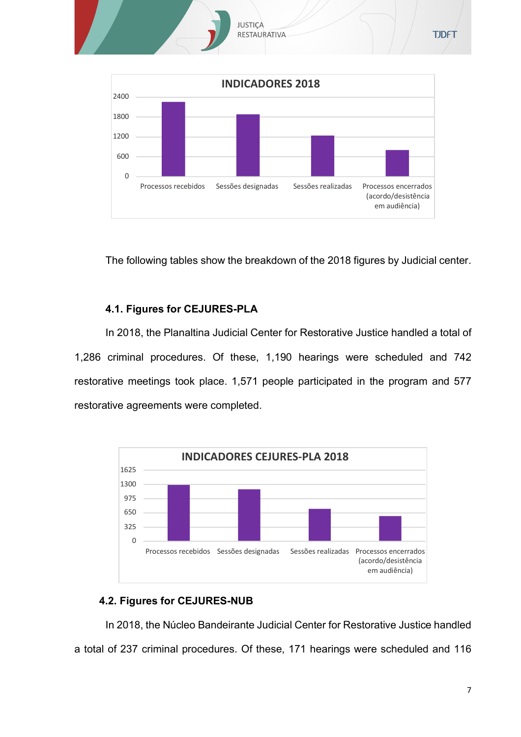INDICADORES 2018

| | Processos recebidos | Sessões designadas | Sessões realizadas | Processos encerrados (acordo/desistência em audiência) |
|---|---|---|---|---|

The following tables show the breakdown of the 2018 figures by Judicial center.

### 4.1. Figures for CEJURES-PLA

In 2018, the Planaltina Judicial Center for Restorative Justice handled a total of 1,286 criminal procedures. Of these, 1,190 hearings were scheduled and 742 restorative meetings took place. 1,571 people participated in the program and 577 restorative agreements were completed.

INDICADORES CEJURES-PLA 2018

| | Processos recebidos | Sessões designadas | Sessões realizadas | Processos encerrados (acordo/desistência em audiência) |
|---|---|---|---|---|

### 4.2. Figures for CEJURES-NUB

In 2018, the Núcleo Bandeirante Judicial Center for Restorative Justice handled a total of 237 criminal procedures. Of these, 171 hearings were scheduled and 116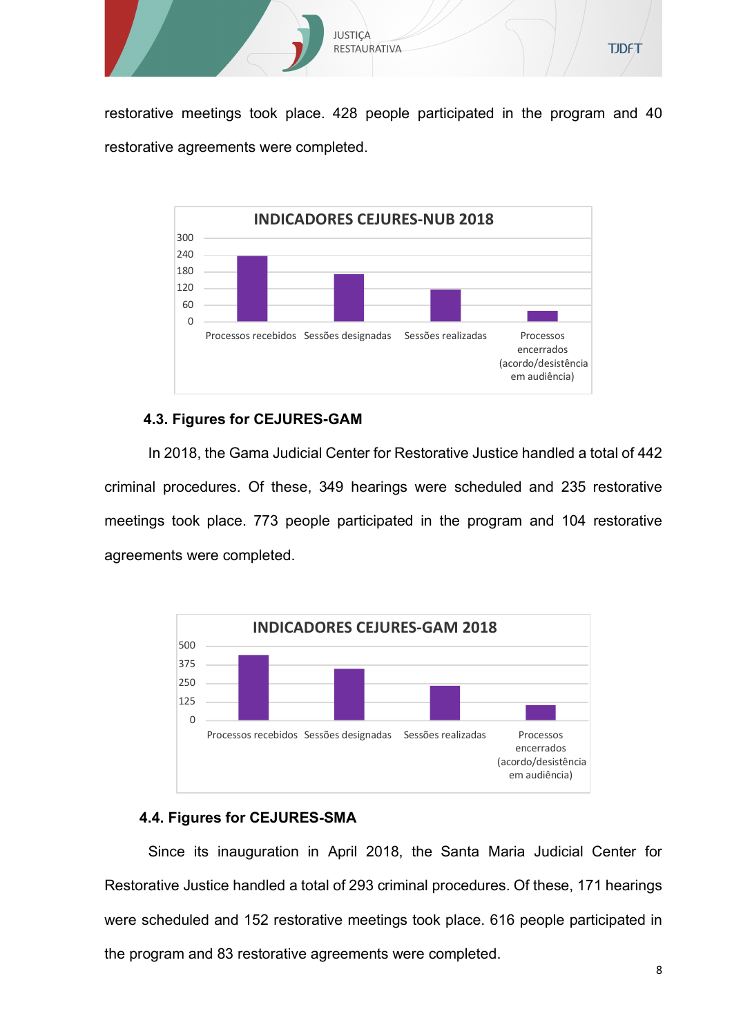restorative meetings took place. 428 people participated in the program and 40 restorative agreements were completed.

**INDICADORES CEJURES-NUB 2018**

300
240
180
120
60
0

Processos recebidos | Sessões designadas | Sessões realizadas | Processos encerrados (acordo/desistência em audiência)

### 4.3. Figures for CEJURES-GAM

In 2018, the Gama Judicial Center for Restorative Justice handled a total of 442 criminal procedures. Of these, 349 hearings were scheduled and 235 restorative meetings took place. 773 people participated in the program and 104 restorative agreements were completed.

**INDICADORES CEJURES-GAM 2018**

500
375
250
125
0

Processos recebidos | Sessões designadas | Sessões realizadas | Processos encerrados (acordo/desistência em audiência)

### 4.4. Figures for CEJURES-SMA

Since its inauguration in April 2018, the Santa Maria Judicial Center for Restorative Justice handled a total of 293 criminal procedures. Of these, 171 hearings were scheduled and 152 restorative meetings took place. 616 people participated in the program and 83 restorative agreements were completed.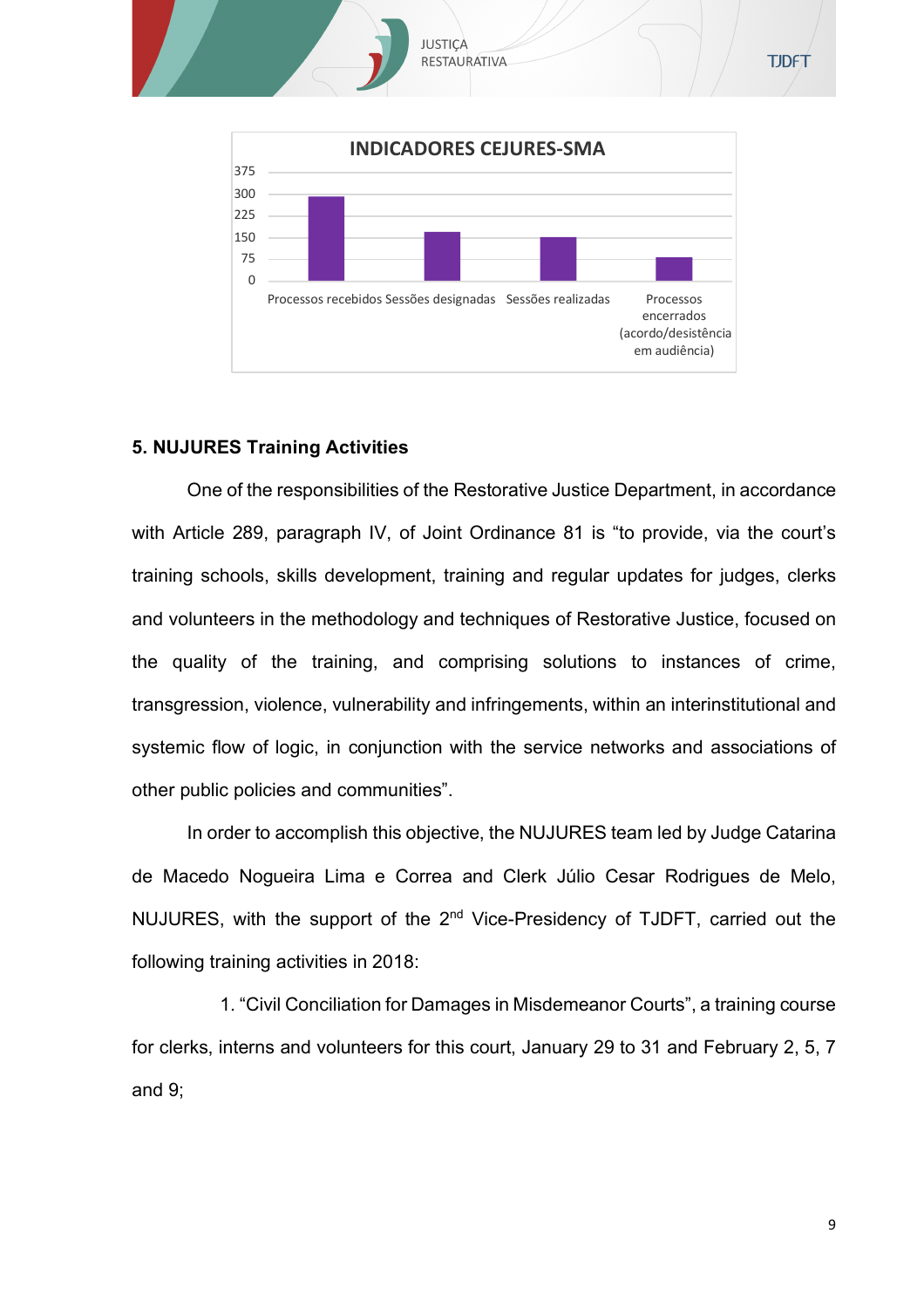**INDICADORES CEJURES-SMA**

| | Processos recebidos | Sessões designadas | Sessões realizadas | Processos encerrados (acordo/desistência em audiência) |
|---|---|---|---|---|

## 5. NUJURES Training Activities

One of the responsibilities of the Restorative Justice Department, in accordance with Article 289, paragraph IV, of Joint Ordinance 81 is "to provide, via the court's training schools, skills development, training and regular updates for judges, clerks and volunteers in the methodology and techniques of Restorative Justice, focused on the quality of the training, and comprising solutions to instances of crime, transgression, violence, vulnerability and infringements, within an interinstitutional and systemic flow of logic, in conjunction with the service networks and associations of other public policies and communities".

In order to accomplish this objective, the NUJURES team led by Judge Catarina de Macedo Nogueira Lima e Correa and Clerk Júlio Cesar Rodrigues de Melo, NUJURES, with the support of the 2nd Vice-Presidency of TJDFT, carried out the following training activities in 2018:

1. "Civil Conciliation for Damages in Misdemeanor Courts", a training course for clerks, interns and volunteers for this court, January 29 to 31 and February 2, 5, 7 and 9;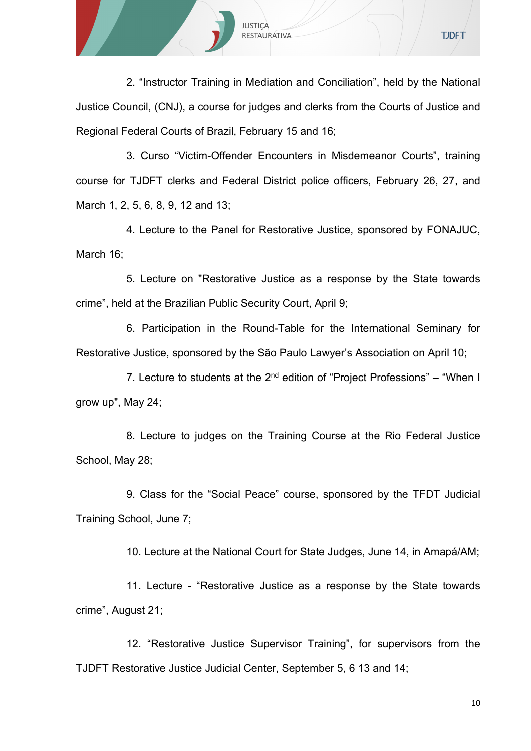2. “Instructor Training in Mediation and Conciliation”, held by the National Justice Council, (CNJ), a course for judges and clerks from the Courts of Justice and Regional Federal Courts of Brazil, February 15 and 16;

3. Curso “Victim-Offender Encounters in Misdemeanor Courts”, training course for TJDFT clerks and Federal District police officers, February 26, 27, and March 1, 2, 5, 6, 8, 9, 12 and 13;

4. Lecture to the Panel for Restorative Justice, sponsored by FONAJUC, March 16;

5. Lecture on "Restorative Justice as a response by the State towards crime”, held at the Brazilian Public Security Court, April 9;

6. Participation in the Round-Table for the International Seminary for Restorative Justice, sponsored by the São Paulo Lawyer’s Association on April 10;

7. Lecture to students at the 2nd edition of “Project Professions” – “When I grow up", May 24;

8. Lecture to judges on the Training Course at the Rio Federal Justice School, May 28;

9. Class for the “Social Peace” course, sponsored by the TFDT Judicial Training School, June 7;

10. Lecture at the National Court for State Judges, June 14, in Amapá/AM;

11. Lecture - “Restorative Justice as a response by the State towards crime”, August 21;

12. “Restorative Justice Supervisor Training”, for supervisors from the TJDFT Restorative Justice Judicial Center, September 5, 6 13 and 14;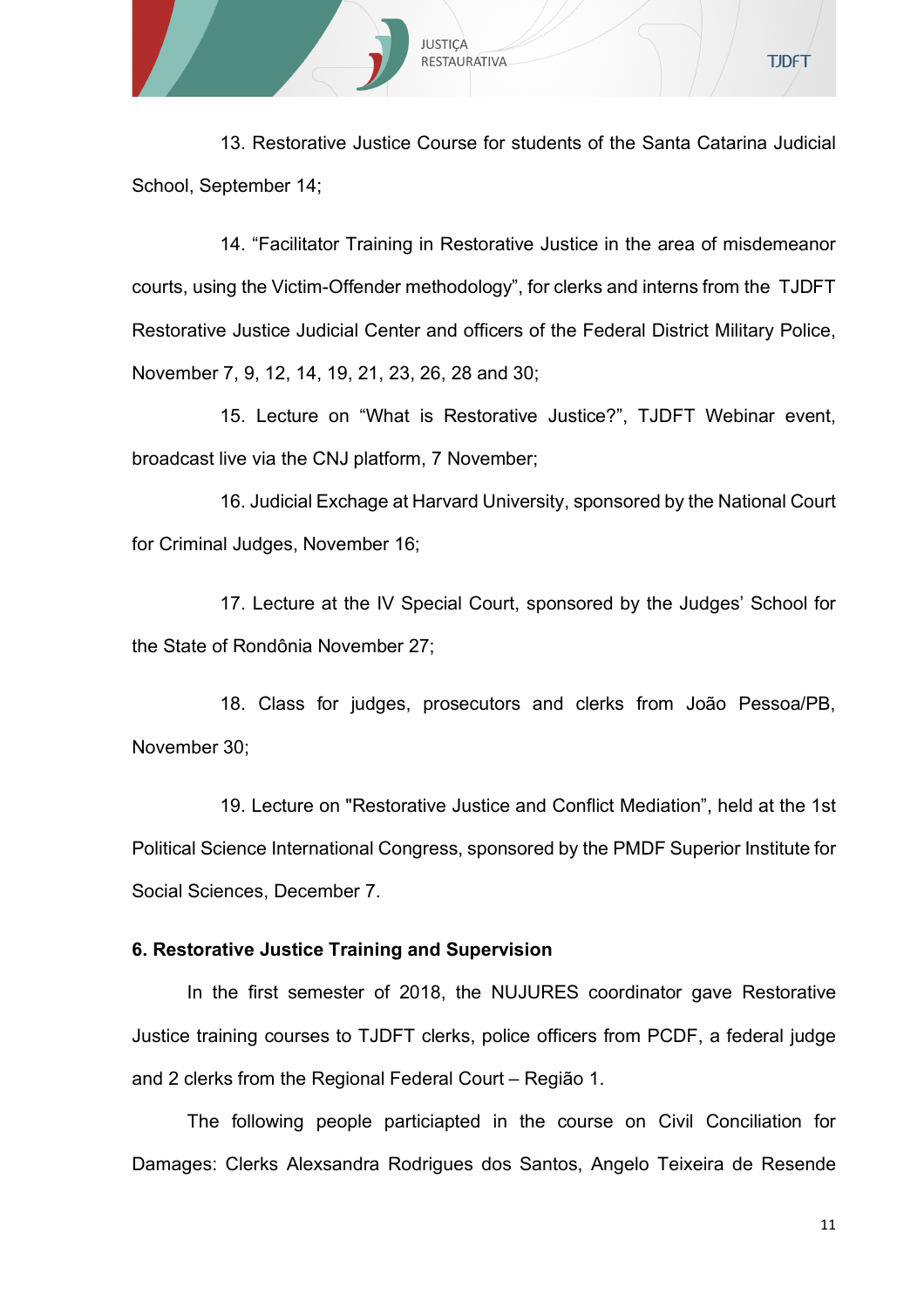13. Restorative Justice Course for students of the Santa Catarina Judicial School, September 14;

14. “Facilitator Training in Restorative Justice in the area of misdemeanor courts, using the Victim-Offender methodology”, for clerks and interns from the TJDFT Restorative Justice Judicial Center and officers of the Federal District Military Police, November 7, 9, 12, 14, 19, 21, 23, 26, 28 and 30;

15. Lecture on “What is Restorative Justice?”, TJDFT Webinar event, broadcast live via the CNJ platform, 7 November;

16. Judicial Exchage at Harvard University, sponsored by the National Court for Criminal Judges, November 16;

17. Lecture at the IV Special Court, sponsored by the Judges’ School for the State of Rondônia November 27;

18. Class for judges, prosecutors and clerks from João Pessoa/PB, November 30;

19. Lecture on "Restorative Justice and Conflict Mediation”, held at the 1st Political Science International Congress, sponsored by the PMDF Superior Institute for Social Sciences, December 7.

**6. Restorative Justice Training and Supervision**

In the first semester of 2018, the NUJURES coordinator gave Restorative Justice training courses to TJDFT clerks, police officers from PCDF, a federal judge and 2 clerks from the Regional Federal Court – Região 1.

The following people particiapted in the course on Civil Conciliation for Damages: Clerks Alexsandra Rodrigues dos Santos, Angelo Teixeira de Resende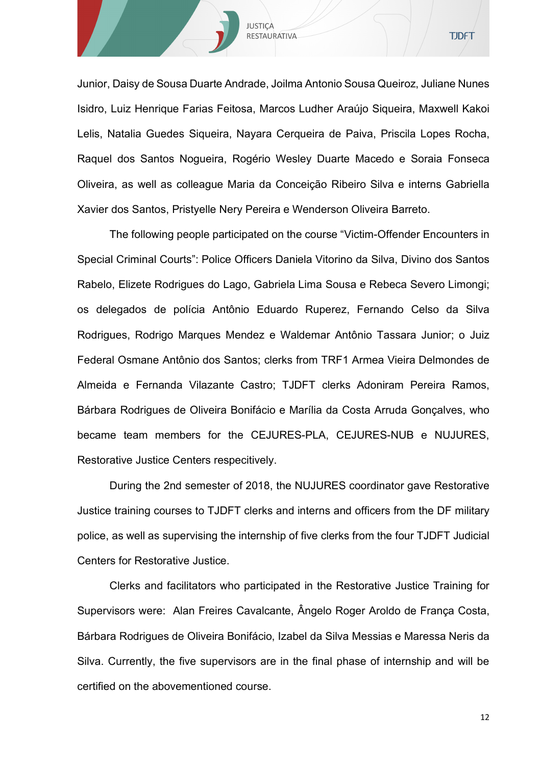Junior, Daisy de Sousa Duarte Andrade, Joilma Antonio Sousa Queiroz, Juliane Nunes Isidro, Luiz Henrique Farias Feitosa, Marcos Ludher Araújo Siqueira, Maxwell Kakoi Lelis, Natalia Guedes Siqueira, Nayara Cerqueira de Paiva, Priscila Lopes Rocha, Raquel dos Santos Nogueira, Rogério Wesley Duarte Macedo e Soraia Fonseca Oliveira, as well as colleague Maria da Conceição Ribeiro Silva e interns Gabriella Xavier dos Santos, Pristyelle Nery Pereira e Wenderson Oliveira Barreto.

The following people participated on the course "Victim-Offender Encounters in Special Criminal Courts": Police Officers Daniela Vitorino da Silva, Divino dos Santos Rabelo, Elizete Rodrigues do Lago, Gabriela Lima Sousa e Rebeca Severo Limongi; os delegados de polícia Antônio Eduardo Ruperez, Fernando Celso da Silva Rodrigues, Rodrigo Marques Mendez e Waldemar Antônio Tassara Junior; o Juiz Federal Osmane Antônio dos Santos; clerks from TRF1 Armea Vieira Delmondes de Almeida e Fernanda Vilazante Castro; TJDFT clerks Adoniram Pereira Ramos, Bárbara Rodrigues de Oliveira Bonifácio e Marília da Costa Arruda Gonçalves, who became team members for the CEJURES-PLA, CEJURES-NUB e NUJURES, Restorative Justice Centers respecitively.

During the 2nd semester of 2018, the NUJURES coordinator gave Restorative Justice training courses to TJDFT clerks and interns and officers from the DF military police, as well as supervising the internship of five clerks from the four TJDFT Judicial Centers for Restorative Justice.

Clerks and facilitators who participated in the Restorative Justice Training for Supervisors were: Alan Freires Cavalcante, Ângelo Roger Aroldo de França Costa, Bárbara Rodrigues de Oliveira Bonifácio, Izabel da Silva Messias e Maressa Neris da Silva. Currently, the five supervisors are in the final phase of internship and will be certified on the abovementioned course.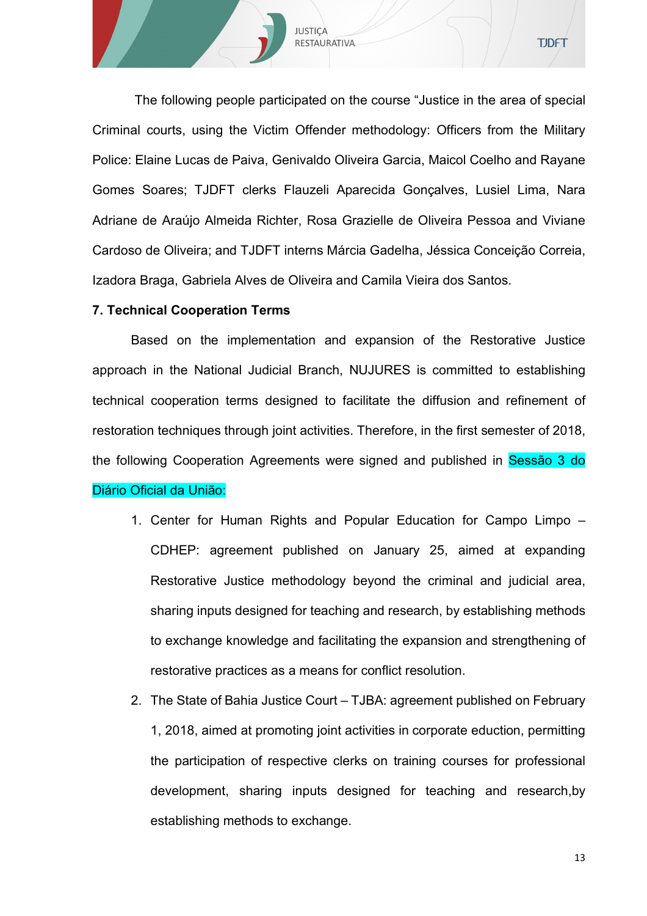The following people participated on the course “Justice in the area of special Criminal courts, using the Victim Offender methodology: Officers from the Military Police: Elaine Lucas de Paiva, Genivaldo Oliveira Garcia, Maicol Coelho and Rayane Gomes Soares; TJDFT clerks Flauzeli Aparecida Gonçalves, Lusiel Lima, Nara Adriane de Araújo Almeida Richter, Rosa Grazielle de Oliveira Pessoa and Viviane Cardoso de Oliveira; and TJDFT interns Márcia Gadelha, Jéssica Conceição Correia, Izadora Braga, Gabriela Alves de Oliveira and Camila Vieira dos Santos.

**7. Technical Cooperation Terms**

Based on the implementation and expansion of the Restorative Justice approach in the National Judicial Branch, NUJURES is committed to establishing technical cooperation terms designed to facilitate the diffusion and refinement of restoration techniques through joint activities. Therefore, in the first semester of 2018, the following Cooperation Agreements were signed and published in Sessão 3 do Diário Oficial da União:

1. Center for Human Rights and Popular Education for Campo Limpo – CDHEP: agreement published on January 25, aimed at expanding Restorative Justice methodology beyond the criminal and judicial area, sharing inputs designed for teaching and research, by establishing methods to exchange knowledge and facilitating the expansion and strengthening of restorative practices as a means for conflict resolution.
2. The State of Bahia Justice Court – TJBA: agreement published on February 1, 2018, aimed at promoting joint activities in corporate eduction, permitting the participation of respective clerks on training courses for professional development, sharing inputs designed for teaching and research,by establishing methods to exchange.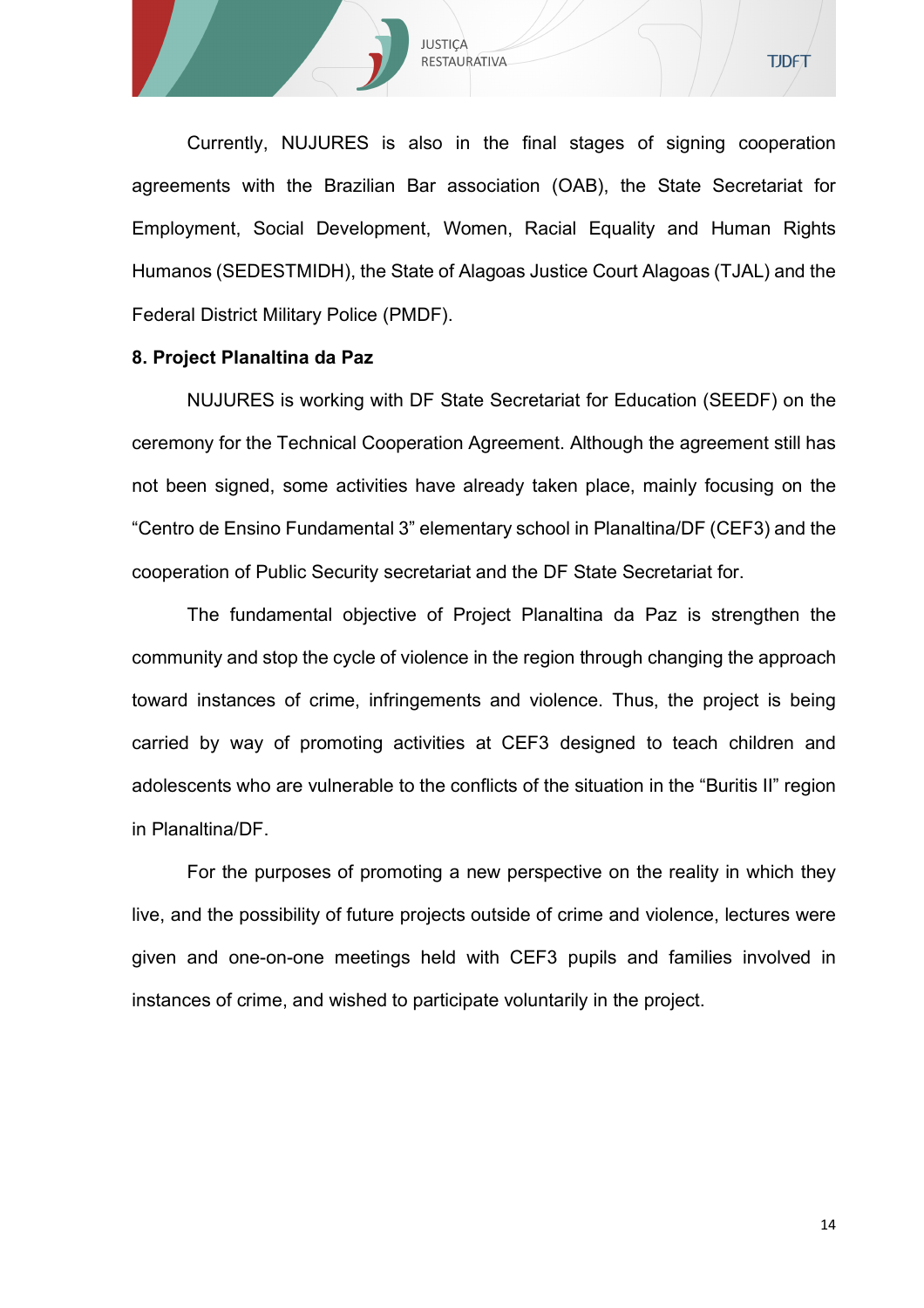Currently, NUJURES is also in the final stages of signing cooperation agreements with the Brazilian Bar association (OAB), the State Secretariat for Employment, Social Development, Women, Racial Equality and Human Rights Humanos (SEDESTMIDH), the State of Alagoas Justice Court Alagoas (TJAL) and the Federal District Military Police (PMDF).

**8. Project Planaltina da Paz**

NUJURES is working with DF State Secretariat for Education (SEEDF) on the ceremony for the Technical Cooperation Agreement. Although the agreement still has not been signed, some activities have already taken place, mainly focusing on the "Centro de Ensino Fundamental 3" elementary school in Planaltina/DF (CEF3) and the cooperation of Public Security secretariat and the DF State Secretariat for.

The fundamental objective of Project Planaltina da Paz is strengthen the community and stop the cycle of violence in the region through changing the approach toward instances of crime, infringements and violence. Thus, the project is being carried by way of promoting activities at CEF3 designed to teach children and adolescents who are vulnerable to the conflicts of the situation in the "Buritis II" region in Planaltina/DF.

For the purposes of promoting a new perspective on the reality in which they live, and the possibility of future projects outside of crime and violence, lectures were given and one-on-one meetings held with CEF3 pupils and families involved in instances of crime, and wished to participate voluntarily in the project.